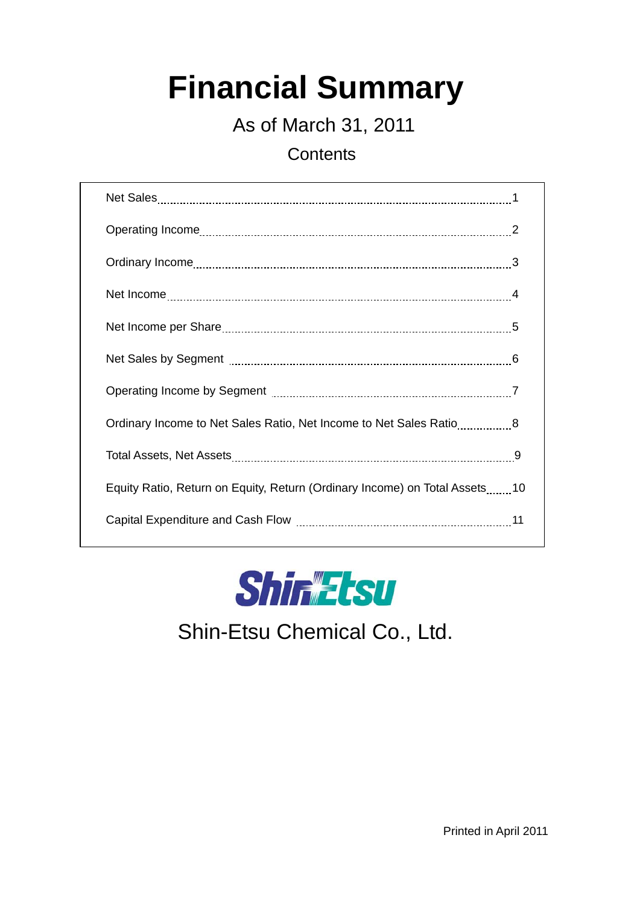# Financial Summary

As of March 31, 2011

Contents

| | |
|---|---|
| Net Sales | 1 |
| Operating Income | 2 |
| Ordinary Income | 3 |
| Net Income | 4 |
| Net Income per Share | 5 |
| Net Sales by Segment | 6 |
| Operating Income by Segment | 7 |
| Ordinary Income to Net Sales Ratio, Net Income to Net Sales Ratio | 8 |
| Total Assets, Net Assets | 9 |
| Equity Ratio, Return on Equity, Return (Ordinary Income) on Total Assets | 10 |
| Capital Expenditure and Cash Flow | 11 |

ShinEtsu

Shin-Etsu Chemical Co., Ltd.

Printed in April 2011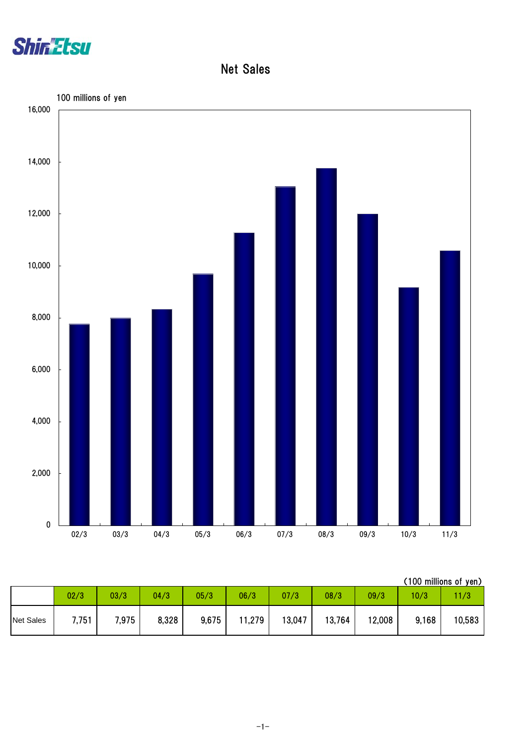ShinEtsu

# Net Sales

100 millions of yen

16,000
14,000
12,000
10,000
8,000
6,000
4,000
2,000
0

02/3 03/3 04/3 05/3 06/3 07/3 08/3 09/3 10/3 11/3

(100 millions of yen)

| | 02/3 | 03/3 | 04/3 | 05/3 | 06/3 | 07/3 | 08/3 | 09/3 | 10/3 | 11/3 |
|---|---|---|---|---|---|---|---|---|---|---|
| Net Sales | 7,751 | 7,975 | 8,328 | 9,675 | 11,279 | 13,047 | 13,764 | 12,008 | 9,168 | 10,583 |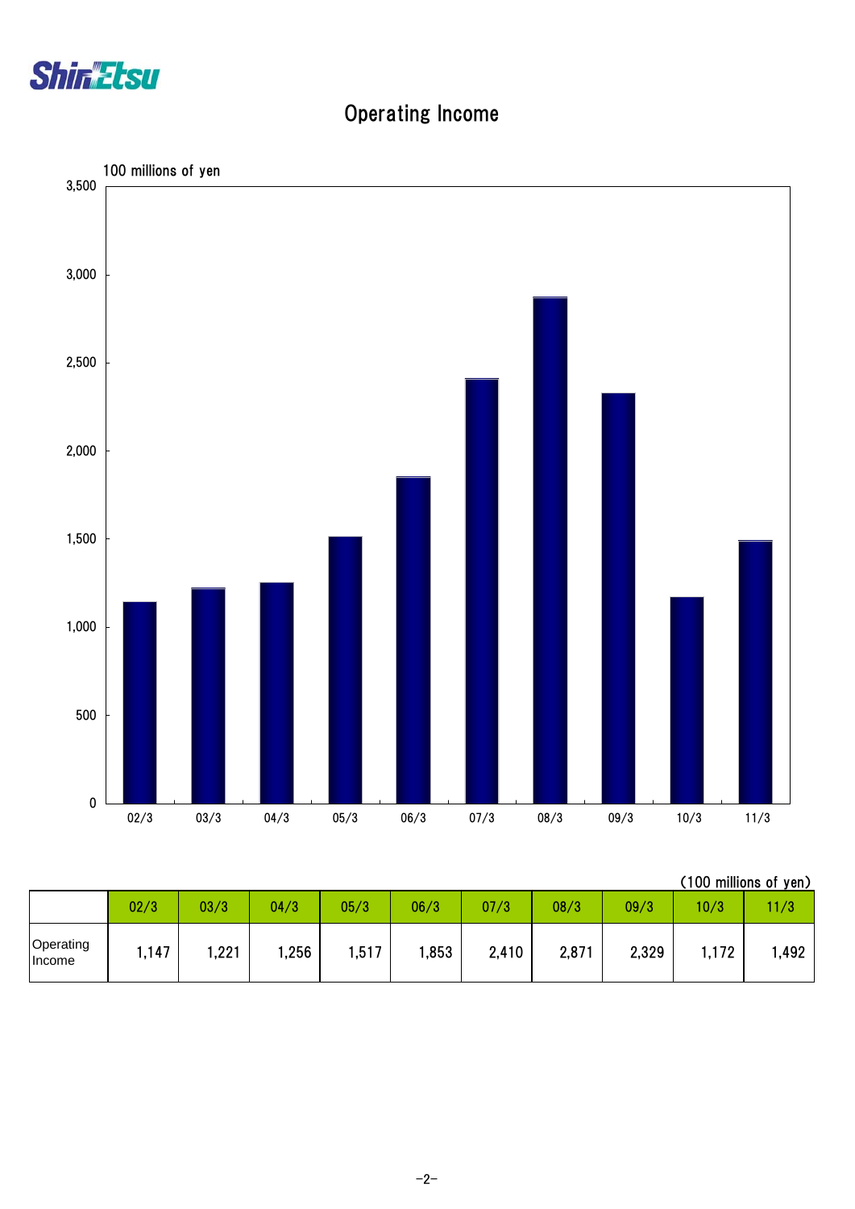# Operating Income

100 millions of yen

3,500
3,000
2,500
2,000
1,500
1,000
500
0

02/3 03/3 04/3 05/3 06/3 07/3 08/3 09/3 10/3 11/3

(100 millions of yen)

| | 02/3 | 03/3 | 04/3 | 05/3 | 06/3 | 07/3 | 08/3 | 09/3 | 10/3 | 11/3 |
|---|---|---|---|---|---|---|---|---|---|---|
| Operating Income | 1,147 | 1,221 | 1,256 | 1,517 | 1,853 | 2,410 | 2,871 | 2,329 | 1,172 | 1,492 |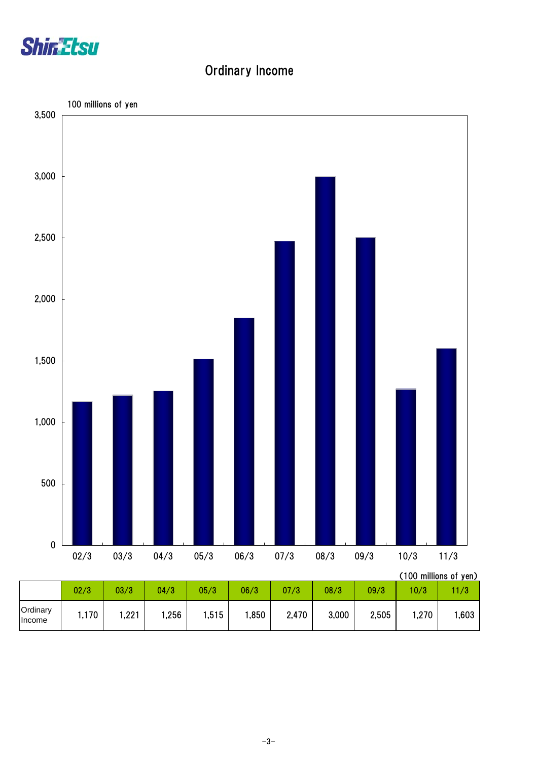# Ordinary Income

100 millions of yen

3,500
3,000
2,500
2,000
1,500
1,000
500
0

02/3 03/3 04/3 05/3 06/3 07/3 08/3 09/3 10/3 11/3

(100 millions of yen)

| | 02/3 | 03/3 | 04/3 | 05/3 | 06/3 | 07/3 | 08/3 | 09/3 | 10/3 | 11/3 |
|---|---|---|---|---|---|---|---|---|---|---|
| Ordinary Income | 1,170 | 1,221 | 1,256 | 1,515 | 1,850 | 2,470 | 3,000 | 2,505 | 1,270 | 1,603 |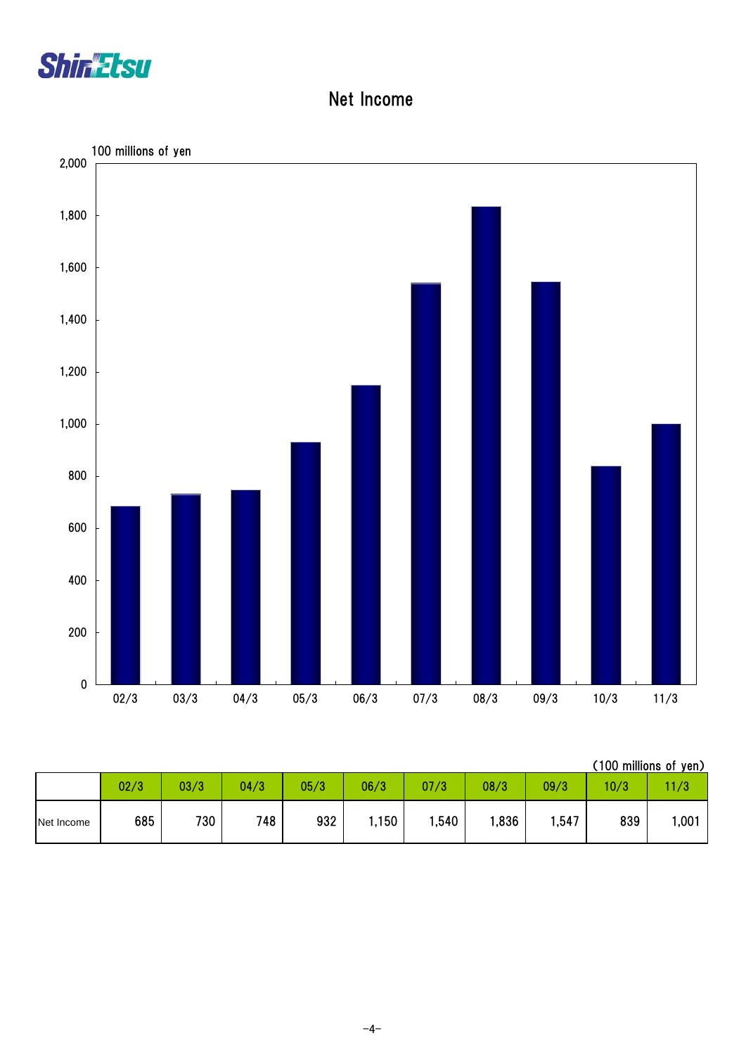# Net Income

100 millions of yen

2,000
1,800
1,600
1,400
1,200
1,000
800
600
400
200
0

02/3 03/3 04/3 05/3 06/3 07/3 08/3 09/3 10/3 11/3

(100 millions of yen)

| | 02/3 | 03/3 | 04/3 | 05/3 | 06/3 | 07/3 | 08/3 | 09/3 | 10/3 | 11/3 |
|---|---|---|---|---|---|---|---|---|---|---|
| Net Income | 685 | 730 | 748 | 932 | 1,150 | 1,540 | 1,836 | 1,547 | 839 | 1,001 |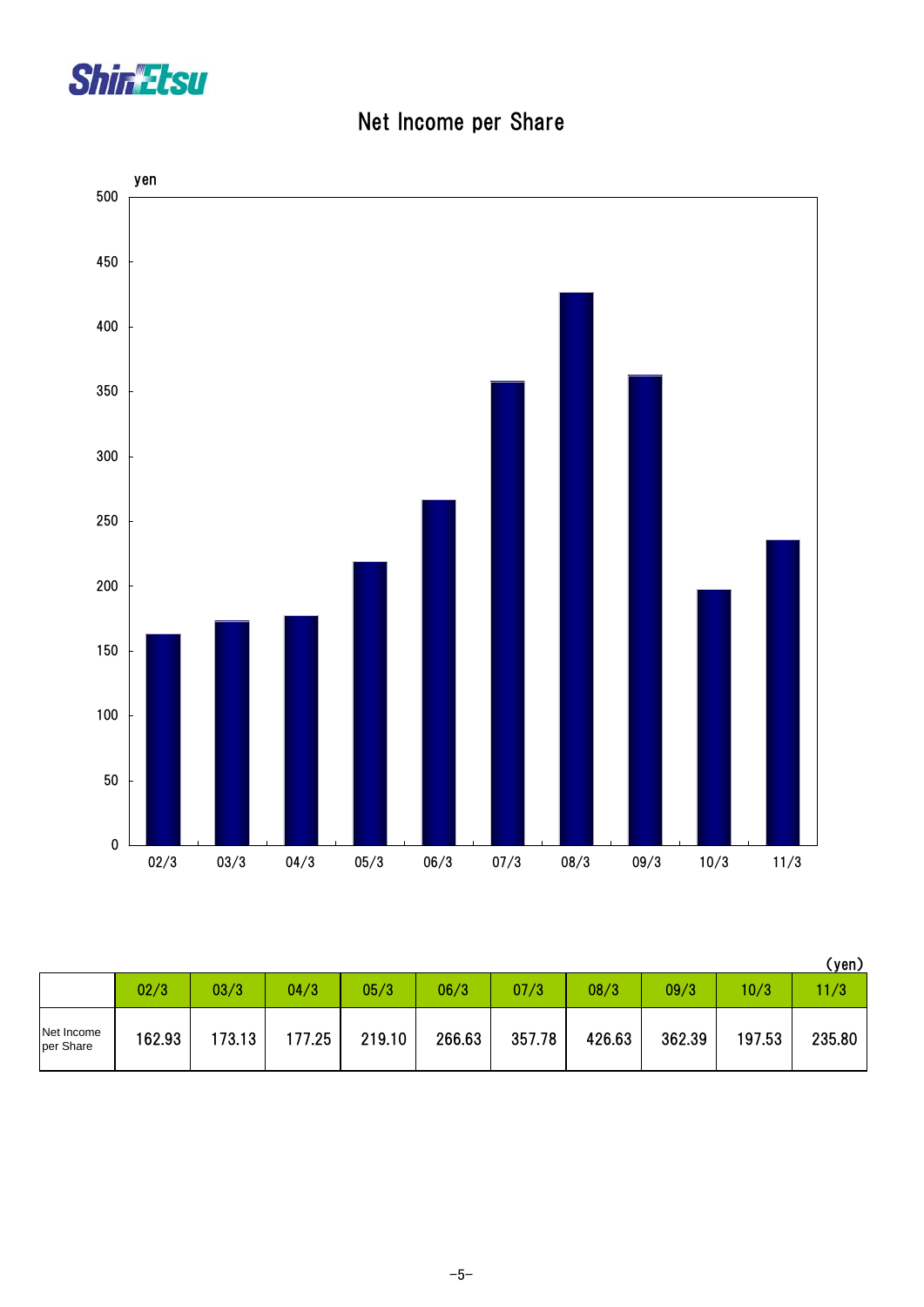# Net Income per Share

yen

500
450
400
350
300
250
200
150
100
50
0

02/3 03/3 04/3 05/3 06/3 07/3 08/3 09/3 10/3 11/3

(yen)

| | 02/3 | 03/3 | 04/3 | 05/3 | 06/3 | 07/3 | 08/3 | 09/3 | 10/3 | 11/3 |
|---|---|---|---|---|---|---|---|---|---|---|
| Net Income per Share | 162.93 | 173.13 | 177.25 | 219.10 | 266.63 | 357.78 | 426.63 | 362.39 | 197.53 | 235.80 |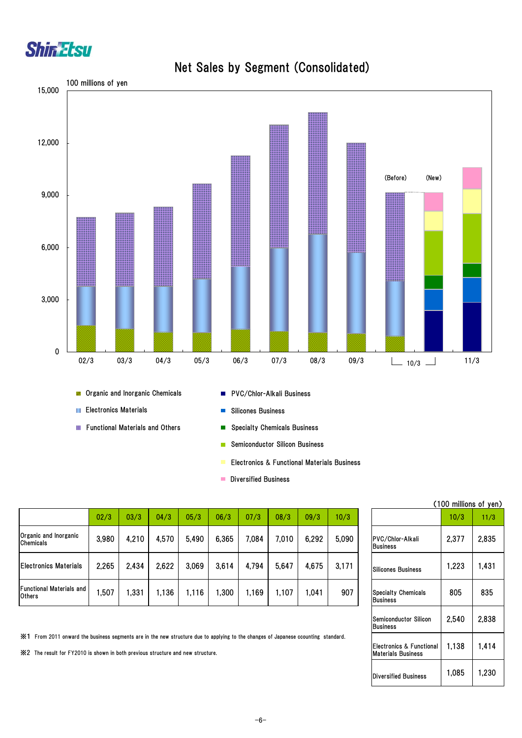# Net Sales by Segment (Consolidated)

100 millions of yen

15,000
12,000
9,000
6,000
3,000
0

02/3 03/3 04/3 05/3 06/3 07/3 08/3 09/3 10/3 11/3

(Before) (New)

Organic and Inorganic Chemicals
Electronics Materials
Functional Materials and Others
PVC/Chlor-Alkali Business
Silicones Business
Specialty Chemicals Business
Semiconductor Silicon Business
Electronics & Functional Materials Business
Diversified Business

(100 millions of yen)

| | 02/3 | 03/3 | 04/3 | 05/3 | 06/3 | 07/3 | 08/3 | 09/3 | 10/3 |
|---|---|---|---|---|---|---|---|---|---|
| Organic and Inorganic Chemicals | 3,980 | 4,210 | 4,570 | 5,490 | 6,365 | 7,084 | 7,010 | 6,292 | 5,090 |
| Electronics Materials | 2,265 | 2,434 | 2,622 | 3,069 | 3,614 | 4,794 | 5,647 | 4,675 | 3,171 |
| Functional Materials and Others | 1,507 | 1,331 | 1,136 | 1,116 | 1,300 | 1,169 | 1,107 | 1,041 | 907 |

| | 10/3 | 11/3 |
|---|---|---|
| PVC/Chlor-Alkali Business | 2,377 | 2,835 |
| Silicones Business | 1,223 | 1,431 |
| Specialty Chemicals Business | 805 | 835 |
| Semiconductor Silicon Business | 2,540 | 2,838 |
| Electronics & Functional Materials Business | 1,138 | 1,414 |
| Diversified Business | 1,085 | 1,230 |

※1 From 2011 onward the business segments are in the new structure due to applying to the changes of Japanese ccounting standard.

※2 The result for FY2010 is shown in both previous structure and new structure.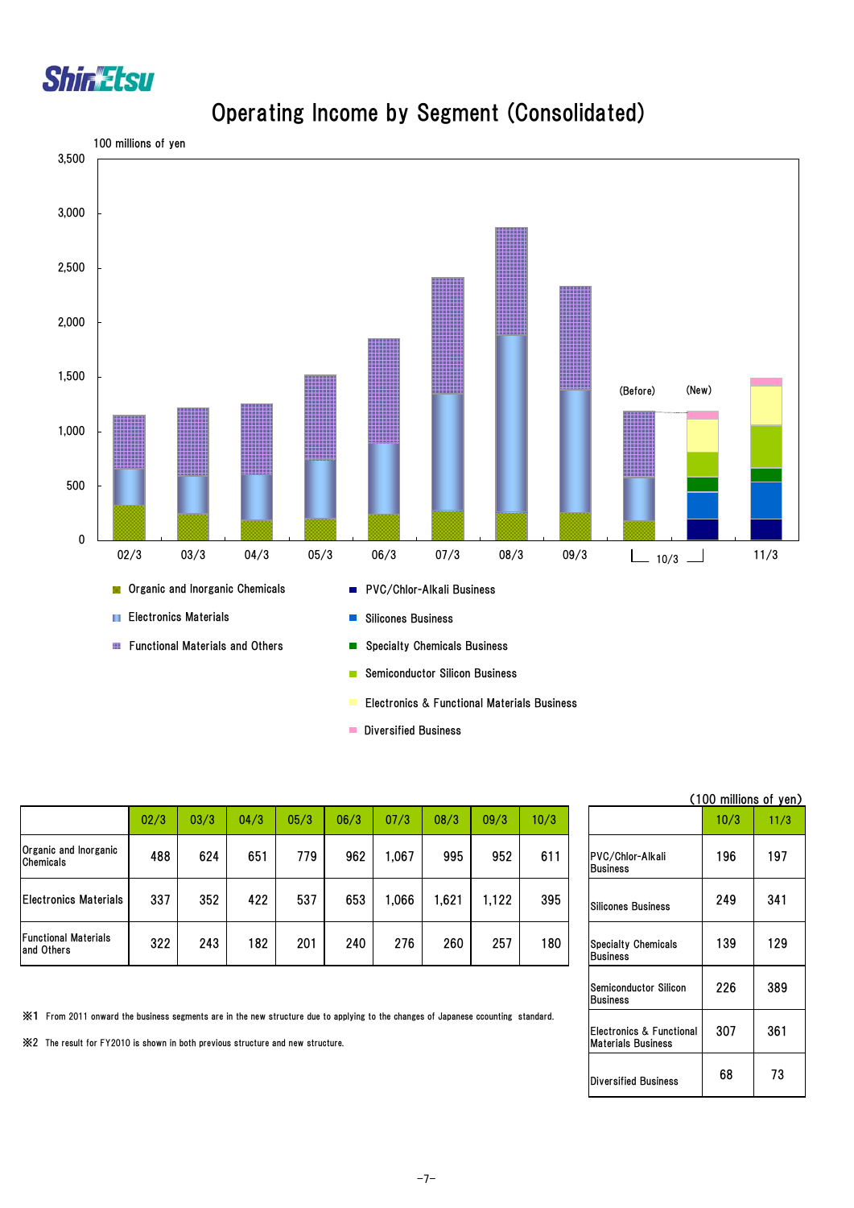# Operating Income by Segment (Consolidated)

100 millions of yen

3,500
3,000
2,500
2,000
1,500
1,000
500
0

02/3 03/3 04/3 05/3 06/3 07/3 08/3 09/3 10/3 11/3

(Before) (New)

- Organic and Inorganic Chemicals
- Electronics Materials
- Functional Materials and Others
- PVC/Chlor-Alkali Business
- Silicones Business
- Specialty Chemicals Business
- Semiconductor Silicon Business
- Electronics & Functional Materials Business
- Diversified Business

(100 millions of yen)

| | 02/3 | 03/3 | 04/3 | 05/3 | 06/3 | 07/3 | 08/3 | 09/3 | 10/3 |
|---|---|---|---|---|---|---|---|---|---|
| Organic and Inorganic Chemicals | 488 | 624 | 651 | 779 | 962 | 1,067 | 995 | 952 | 611 |
| Electronics Materials | 337 | 352 | 422 | 537 | 653 | 1,066 | 1,621 | 1,122 | 395 |
| Functional Materials and Others | 322 | 243 | 182 | 201 | 240 | 276 | 260 | 257 | 180 |

| | 10/3 | 11/3 |
|---|---|---|
| PVC/Chlor-Alkali Business | 196 | 197 |
| Silicones Business | 249 | 341 |
| Specialty Chemicals Business | 139 | 129 |
| Semiconductor Silicon Business | 226 | 389 |
| Electronics & Functional Materials Business | 307 | 361 |
| Diversified Business | 68 | 73 |

※1 From 2011 onward the business segments are in the new structure due to applying to the changes of Japanese ccounting standard.

※2 The result for FY2010 is shown in both previous structure and new structure.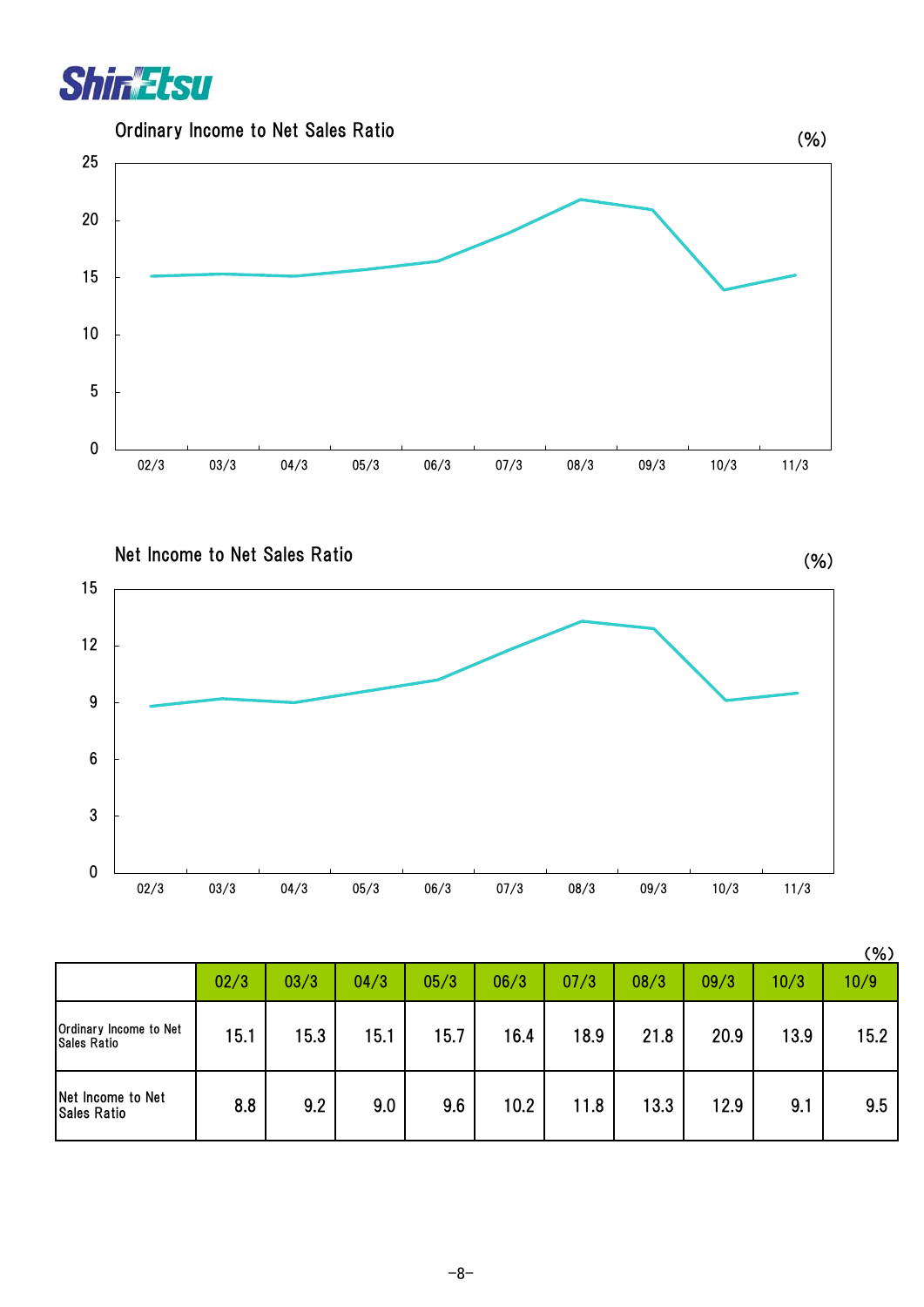## Ordinary Income to Net Sales Ratio

(%)

25
20
15
10
5
0

02/3 03/3 04/3 05/3 06/3 07/3 08/3 09/3 10/3 11/3

## Net Income to Net Sales Ratio

(%)

15
12
9
6
3
0

02/3 03/3 04/3 05/3 06/3 07/3 08/3 09/3 10/3 11/3

(%)

| | 02/3 | 03/3 | 04/3 | 05/3 | 06/3 | 07/3 | 08/3 | 09/3 | 10/3 | 10/9 |
|---|---|---|---|---|---|---|---|---|---|---|
| Ordinary Income to Net Sales Ratio | 15.1 | 15.3 | 15.1 | 15.7 | 16.4 | 18.9 | 21.8 | 20.9 | 13.9 | 15.2 |
| Net Income to Net Sales Ratio | 8.8 | 9.2 | 9.0 | 9.6 | 10.2 | 11.8 | 13.3 | 12.9 | 9.1 | 9.5 |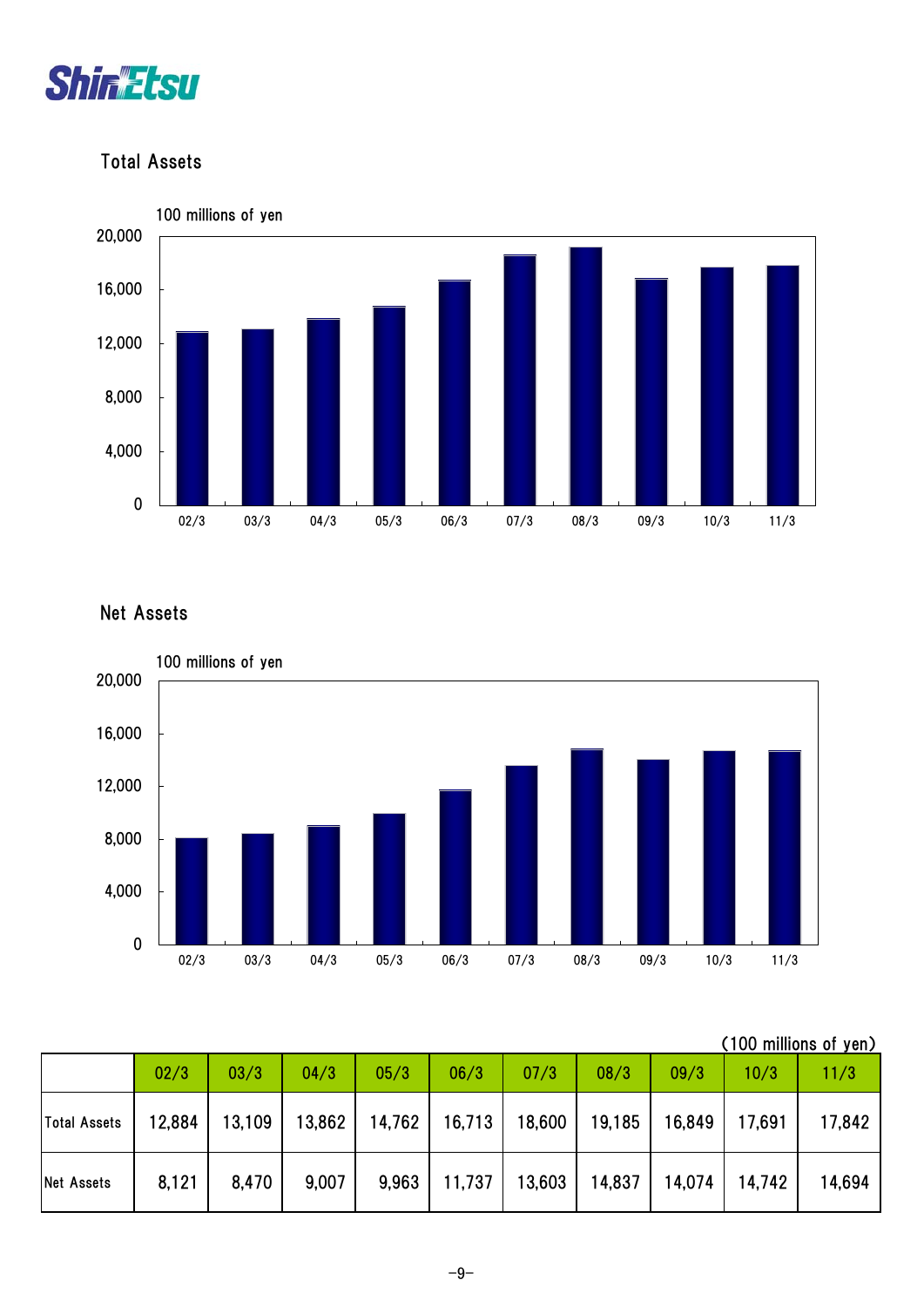## Total Assets

100 millions of yen

20,000
16,000
12,000
8,000
4,000
0

02/3 03/3 04/3 05/3 06/3 07/3 08/3 09/3 10/3 11/3

## Net Assets

100 millions of yen

20,000
16,000
12,000
8,000
4,000
0

02/3 03/3 04/3 05/3 06/3 07/3 08/3 09/3 10/3 11/3

(100 millions of yen)

| | 02/3 | 03/3 | 04/3 | 05/3 | 06/3 | 07/3 | 08/3 | 09/3 | 10/3 | 11/3 |
|---|---|---|---|---|---|---|---|---|---|---|
| Total Assets | 12,884 | 13,109 | 13,862 | 14,762 | 16,713 | 18,600 | 19,185 | 16,849 | 17,691 | 17,842 |
| Net Assets | 8,121 | 8,470 | 9,007 | 9,963 | 11,737 | 13,603 | 14,837 | 14,074 | 14,742 | 14,694 |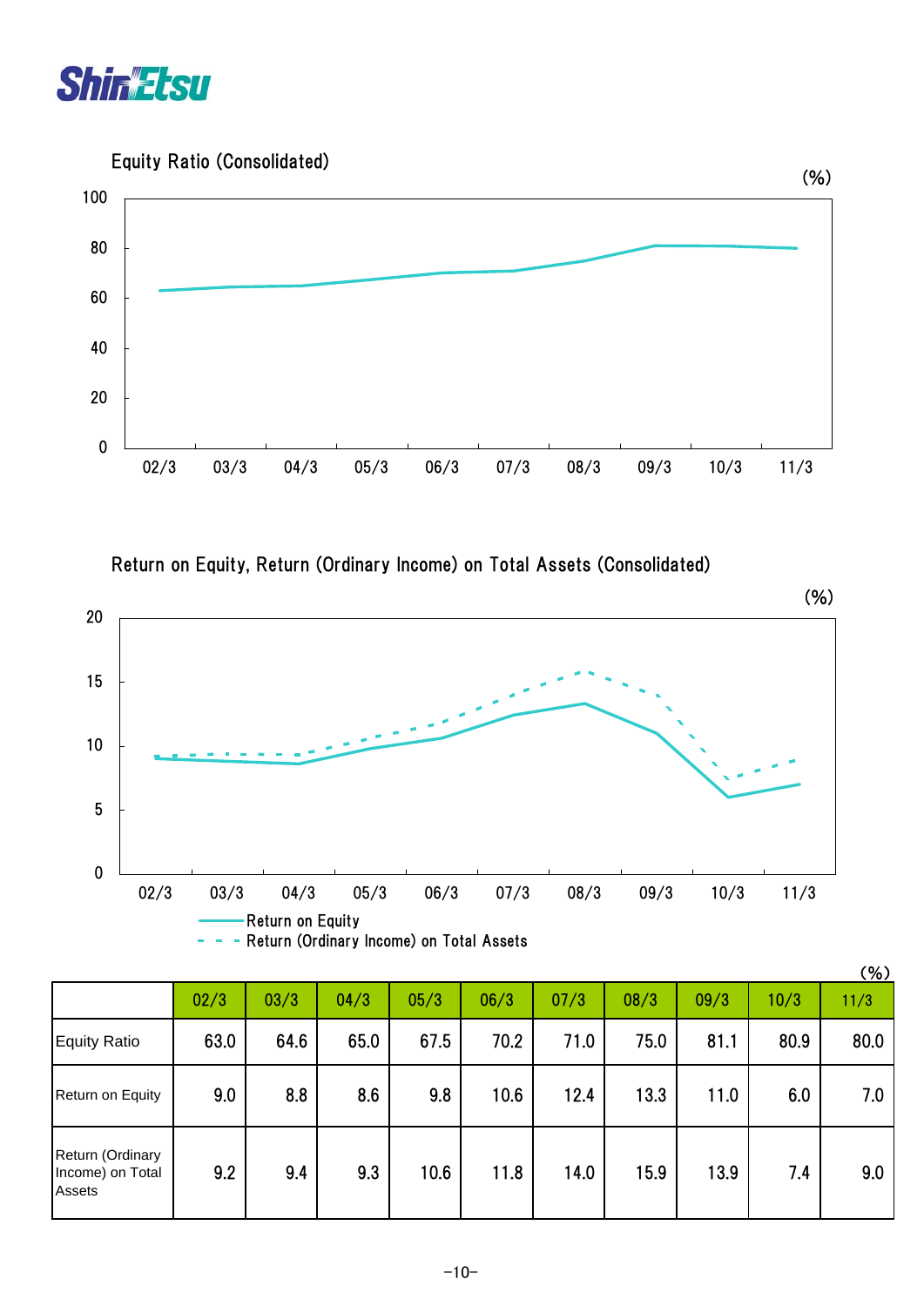Equity Ratio (Consolidated)

(%)

100
80
60
40
20
0

02/3 03/3 04/3 05/3 06/3 07/3 08/3 09/3 10/3 11/3

Return on Equity, Return (Ordinary Income) on Total Assets (Consolidated)

(%)

20
15
10
5
0

02/3 03/3 04/3 05/3 06/3 07/3 08/3 09/3 10/3 11/3

Return on Equity
Return (Ordinary Income) on Total Assets

(%)

| | 02/3 | 03/3 | 04/3 | 05/3 | 06/3 | 07/3 | 08/3 | 09/3 | 10/3 | 11/3 |
|---|---|---|---|---|---|---|---|---|---|---|
| Equity Ratio | 63.0 | 64.6 | 65.0 | 67.5 | 70.2 | 71.0 | 75.0 | 81.1 | 80.9 | 80.0 |
| Return on Equity | 9.0 | 8.8 | 8.6 | 9.8 | 10.6 | 12.4 | 13.3 | 11.0 | 6.0 | 7.0 |
| Return (Ordinary Income) on Total Assets | 9.2 | 9.4 | 9.3 | 10.6 | 11.8 | 14.0 | 15.9 | 13.9 | 7.4 | 9.0 |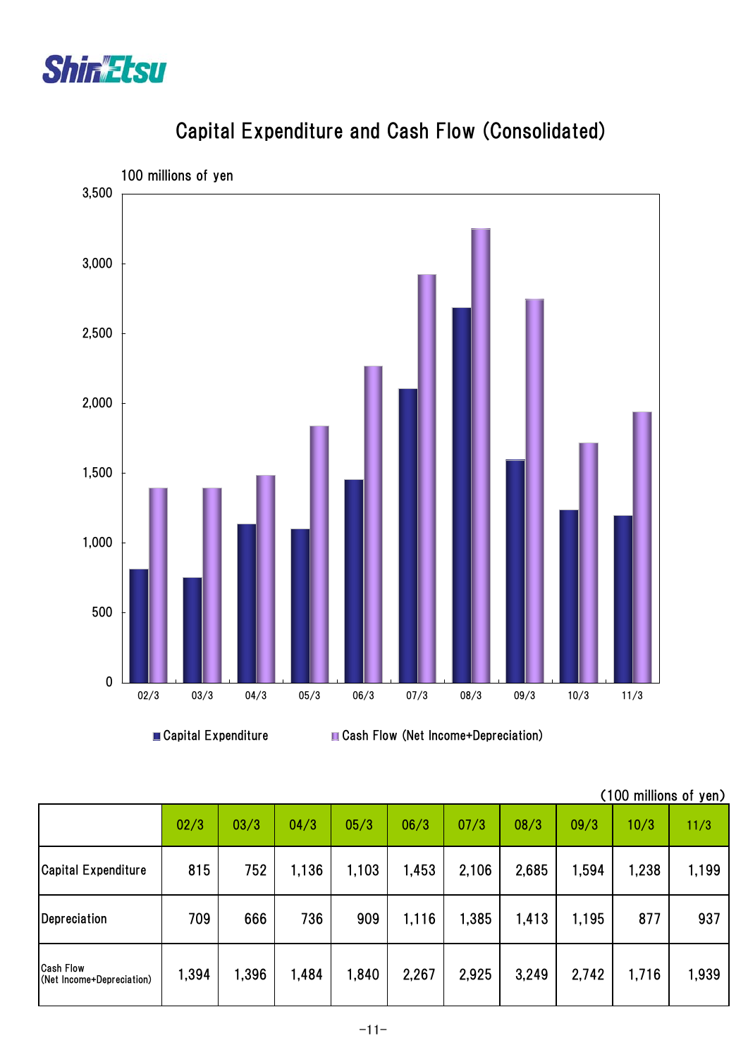# Capital Expenditure and Cash Flow (Consolidated)

100 millions of yen

3,500
3,000
2,500
2,000
1,500
1,000
500
0

02/3 03/3 04/3 05/3 06/3 07/3 08/3 09/3 10/3 11/3

Capital Expenditure    Cash Flow (Net Income+Depreciation)

(100 millions of yen)

| | 02/3 | 03/3 | 04/3 | 05/3 | 06/3 | 07/3 | 08/3 | 09/3 | 10/3 | 11/3 |
|---|---|---|---|---|---|---|---|---|---|---|
| Capital Expenditure | 815 | 752 | 1,136 | 1,103 | 1,453 | 2,106 | 2,685 | 1,594 | 1,238 | 1,199 |
| Depreciation | 709 | 666 | 736 | 909 | 1,116 | 1,385 | 1,413 | 1,195 | 877 | 937 |
| Cash Flow (Net Income+Depreciation) | 1,394 | 1,396 | 1,484 | 1,840 | 2,267 | 2,925 | 3,249 | 2,742 | 1,716 | 1,939 |